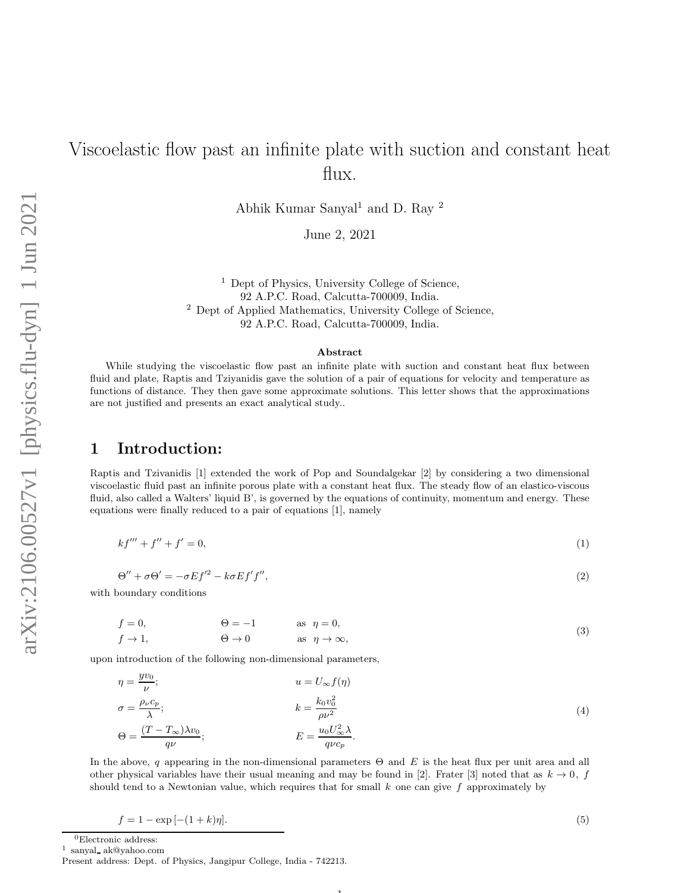# Viscoelastic flow past an infinite plate with suction and constant heat flux.

Abhik Kumar Sanyal[1] and D. Ray [2]

June 2, 2021

[1] Dept of Physics, University College of Science,
92 A.P.C. Road, Calcutta-700009, India.

[2] Dept of Applied Mathematics, University College of Science,
92 A.P.C. Road, Calcutta-700009, India.

### Abstract

While studying the viscoelastic flow past an infinite plate with suction and constant heat flux between fluid and plate, Raptis and Tziyanidis gave the solution of a pair of equations for velocity and temperature as functions of distance. They then gave some approximate solutions. This letter shows that the approximations are not justified and presents an exact analytical study..

## 1 Introduction:

Raptis and Tzivanidis [1] extended the work of Pop and Soundalgekar [2] by considering a two dimensional viscoelastic fluid past an infinite porous plate with a constant heat flux. The steady flow of an elastico-viscous fluid, also called a Walters' liquid B', is governed by the equations of continuity, momentum and energy. These equations were finally reduced to a pair of equations [1], namely

$$kf''' + f'' + f' = 0, \tag{1}$$

$$\Theta'' + \sigma\Theta' = -\sigma E f'^2 - k\sigma E f' f'', \tag{2}$$

with boundary conditions

$$\begin{array}{lll} f = 0, & \Theta = -1 & \text{as} \quad \eta = 0, \\ f \to 1, & \Theta \to 0 & \text{as} \quad \eta \to \infty, \end{array} \tag{3}$$

upon introduction of the following non-dimensional parameters,

$$\begin{array}{ll} \eta = \dfrac{y v_0}{\nu}; & u = U_\infty f(\eta) \\ \sigma = \dfrac{\rho_\nu c_p}{\lambda}; & k = \dfrac{k_0 v_0^2}{\rho \nu^2} \\ \Theta = \dfrac{(T - T_\infty)\lambda v_0}{q\nu}; & E = \dfrac{u_0 U_\infty^2 \lambda}{q\nu c_p}. \end{array} \tag{4}$$

In the above, $q$ appearing in the non-dimensional parameters $\Theta$ and $E$ is the heat flux per unit area and all other physical variables have their usual meaning and may be found in [2]. Frater [3] noted that as $k \to 0,\ f$ should tend to a Newtonian value, which requires that for small $k$ one can give $f$ approximately by

$$f = 1 - \exp\left[-(1 + k)\eta\right]. \tag{5}$$

[0] Electronic address:
[1] sanyal_ ak@yahoo.com
Present address: Dept. of Physics, Jangipur College, India - 742213.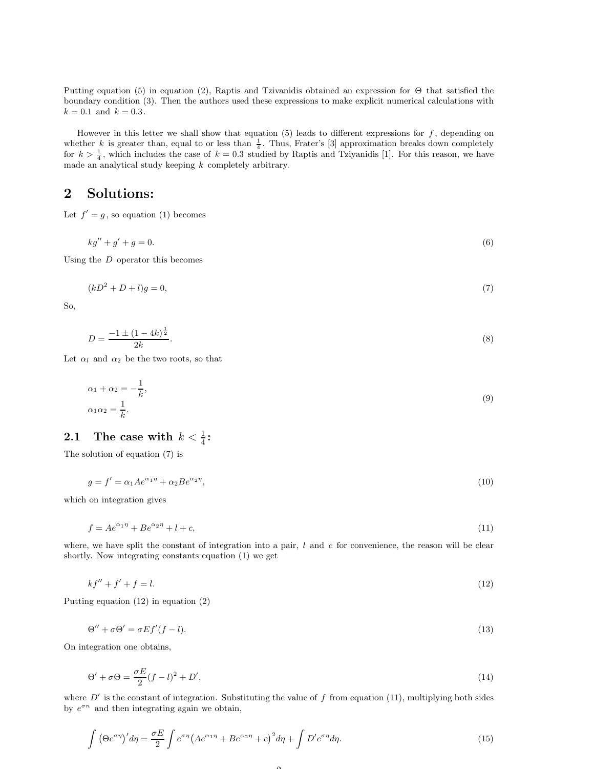Putting equation (5) in equation (2), Raptis and Tzivanidis obtained an expression for $\Theta$ that satisfied the boundary condition (3). Then the authors used these expressions to make explicit numerical calculations with $k = 0.1$ and $k = 0.3$.

However in this letter we shall show that equation (5) leads to different expressions for $f$, depending on whether $k$ is greater than, equal to or less than $\frac{1}{4}$. Thus, Frater's [3] approximation breaks down completely for $k > \frac{1}{4}$, which includes the case of $k = 0.3$ studied by Raptis and Tziyanidis [1]. For this reason, we have made an analytical study keeping $k$ completely arbitrary.

## 2 Solutions:

Let $f' = g$, so equation (1) becomes

$$kg'' + g' + g = 0. \tag{6}$$

Using the $D$ operator this becomes

$$(kD^2 + D + l)g = 0, \tag{7}$$

So,

$$D = \frac{-1 \pm (1-4k)^{\frac{1}{2}}}{2k}. \tag{8}$$

Let $\alpha_l$ and $\alpha_2$ be the two roots, so that

$$\begin{aligned} \alpha_1 + \alpha_2 &= -\frac{1}{k}, \\ \alpha_1 \alpha_2 &= \frac{1}{k}. \end{aligned} \tag{9}$$

### 2.1 The case with $k < \frac{1}{4}$:

The solution of equation (7) is

$$g = f' = \alpha_1 A e^{\alpha_1 \eta} + \alpha_2 B e^{\alpha_2 \eta}, \tag{10}$$

which on integration gives

$$f = A e^{\alpha_1 \eta} + B e^{\alpha_2 \eta} + l + c, \tag{11}$$

where, we have split the constant of integration into a pair, $l$ and $c$ for convenience, the reason will be clear shortly. Now integrating constants equation (1) we get

$$kf'' + f' + f = l. \tag{12}$$

Putting equation (12) in equation (2)

$$\Theta'' + \sigma\Theta' = \sigma E f'(f - l). \tag{13}$$

On integration one obtains,

$$\Theta' + \sigma\Theta = \frac{\sigma E}{2}(f - l)^2 + D', \tag{14}$$

where $D'$ is the constant of integration. Substituting the value of $f$ from equation (11), multiplying both sides by $e^{\sigma n}$ and then integrating again we obtain,

$$\int \left(\Theta e^{\sigma\eta}\right)' d\eta = \frac{\sigma E}{2} \int e^{\sigma\eta} \left(A e^{\alpha_1 \eta} + B e^{\alpha_2 \eta} + c\right)^2 d\eta + \int D' e^{\sigma\eta} d\eta. \tag{15}$$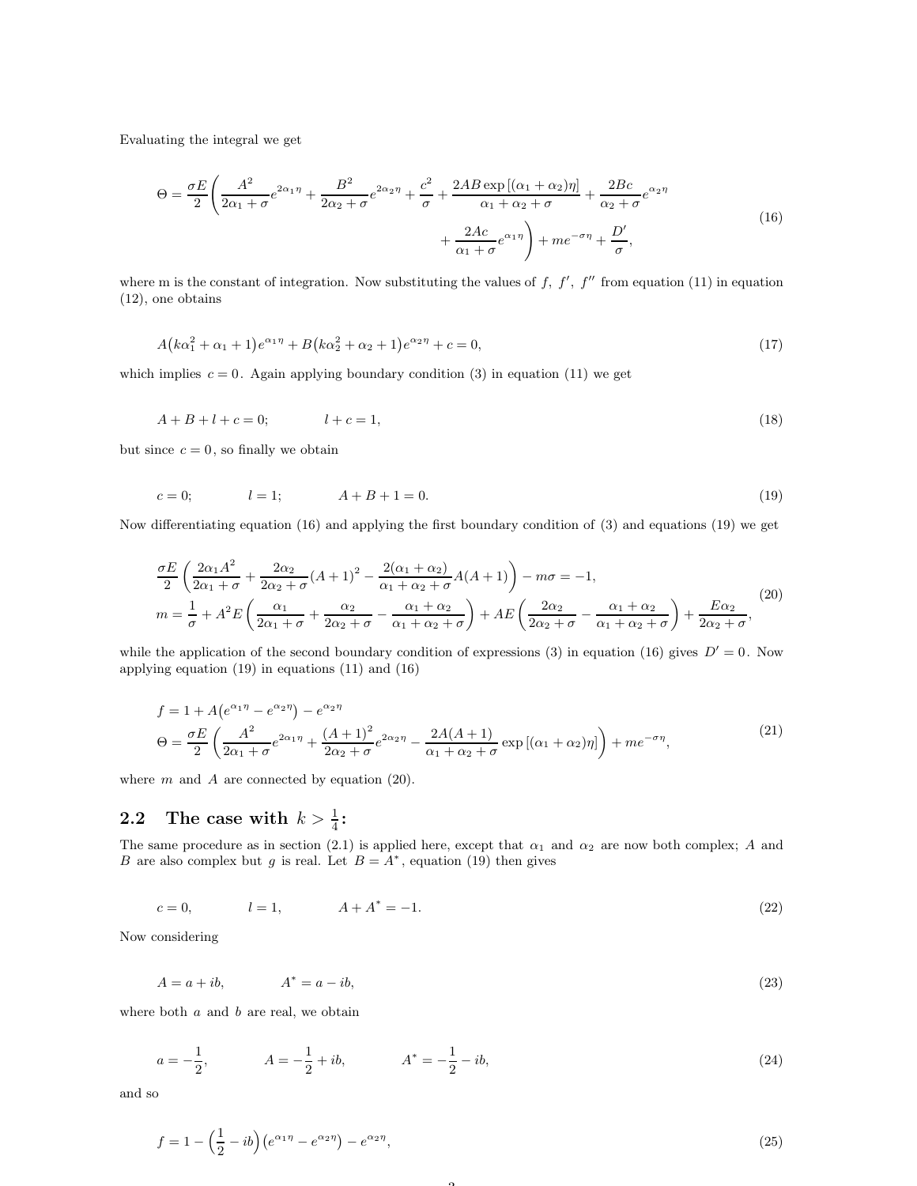Evaluating the integral we get

$$
\Theta = \frac{\sigma E}{2}\left(\frac{A^2}{2\alpha_1+\sigma}e^{2\alpha_1\eta} + \frac{B^2}{2\alpha_2+\sigma}e^{2\alpha_2\eta} + \frac{c^2}{\sigma} + \frac{2AB\exp\left[(\alpha_1+\alpha_2)\eta\right]}{\alpha_1+\alpha_2+\sigma} + \frac{2Bc}{\alpha_2+\sigma}e^{\alpha_2\eta} + \frac{2Ac}{\alpha_1+\sigma}e^{\alpha_1\eta}\right) + me^{-\sigma\eta} + \frac{D'}{\sigma}, \tag{16}
$$

where m is the constant of integration. Now substituting the values of $f,\ f',\ f''$ from equation (11) in equation (12), one obtains

$$
A\big(k\alpha_1^2+\alpha_1+1\big)e^{\alpha_1\eta} + B\big(k\alpha_2^2+\alpha_2+1\big)e^{\alpha_2\eta} + c = 0, \tag{17}
$$

which implies $c = 0$. Again applying boundary condition (3) in equation (11) we get

$$
A + B + l + c = 0; \qquad\qquad l + c = 1, \tag{18}
$$

but since $c = 0$, so finally we obtain

$$
c = 0; \qquad\qquad l = 1; \qquad\qquad A + B + 1 = 0. \tag{19}
$$

Now differentiating equation (16) and applying the first boundary condition of (3) and equations (19) we get

$$
\begin{aligned}
&\frac{\sigma E}{2}\left(\frac{2\alpha_1 A^2}{2\alpha_1+\sigma} + \frac{2\alpha_2}{2\alpha_2+\sigma}(A+1)^2 - \frac{2(\alpha_1+\alpha_2)}{\alpha_1+\alpha_2+\sigma}A(A+1)\right) - m\sigma = -1, \\
&m = \frac{1}{\sigma} + A^2E\left(\frac{\alpha_1}{2\alpha_1+\sigma} + \frac{\alpha_2}{2\alpha_2+\sigma} - \frac{\alpha_1+\alpha_2}{\alpha_1+\alpha_2+\sigma}\right) + AE\left(\frac{2\alpha_2}{2\alpha_2+\sigma} - \frac{\alpha_1+\alpha_2}{\alpha_1+\alpha_2+\sigma}\right) + \frac{E\alpha_2}{2\alpha_2+\sigma},
\end{aligned} \tag{20}
$$

while the application of the second boundary condition of expressions (3) in equation (16) gives $D' = 0$. Now applying equation (19) in equations (11) and (16)

$$
\begin{aligned}
&f = 1 + A\big(e^{\alpha_1\eta} - e^{\alpha_2\eta}\big) - e^{\alpha_2\eta} \\
&\Theta = \frac{\sigma E}{2}\left(\frac{A^2}{2\alpha_1+\sigma}e^{2\alpha_1\eta} + \frac{(A+1)^2}{2\alpha_2+\sigma}e^{2\alpha_2\eta} - \frac{2A(A+1)}{\alpha_1+\alpha_2+\sigma}\exp\left[(\alpha_1+\alpha_2)\eta\right]\right) + me^{-\sigma\eta},
\end{aligned} \tag{21}
$$

where $m$ and $A$ are connected by equation (20).

## 2.2 The case with $k > \frac{1}{4}$:

The same procedure as in section (2.1) is applied here, except that $\alpha_1$ and $\alpha_2$ are now both complex; $A$ and $B$ are also complex but $g$ is real. Let $B = A^*$, equation (19) then gives

$$
c = 0, \qquad\qquad l = 1, \qquad\qquad A + A^* = -1. \tag{22}
$$

Now considering

$$
A = a + ib, \qquad\qquad A^* = a - ib, \tag{23}
$$

where both $a$ and $b$ are real, we obtain

$$
a = -\frac{1}{2}, \qquad\qquad A = -\frac{1}{2} + ib, \qquad\qquad A^* = -\frac{1}{2} - ib, \tag{24}
$$

and so

$$
f = 1 - \left(\frac{1}{2} - ib\right)\big(e^{\alpha_1\eta} - e^{\alpha_2\eta}\big) - e^{\alpha_2\eta}, \tag{25}
$$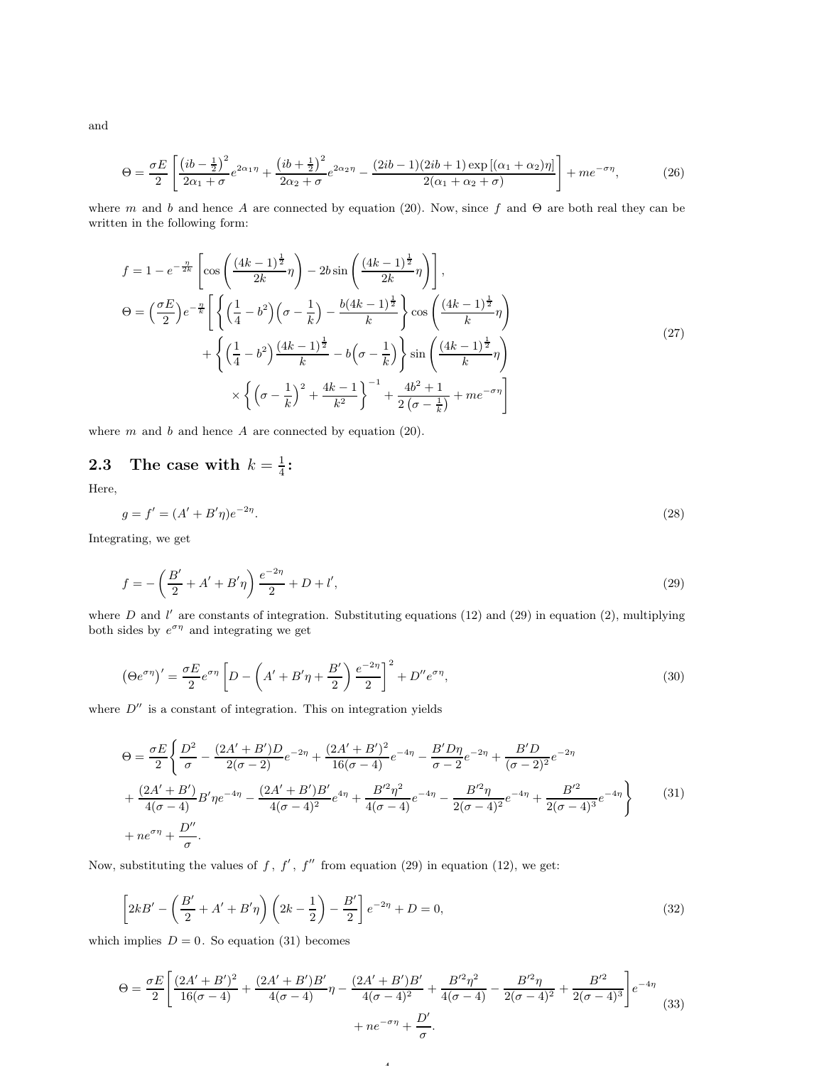and

$$\Theta = \frac{\sigma E}{2}\left[\frac{\left(ib-\frac{1}{2}\right)^2}{2\alpha_1+\sigma}e^{2\alpha_1\eta} + \frac{\left(ib+\frac{1}{2}\right)^2}{2\alpha_2+\sigma}e^{2\alpha_2\eta} - \frac{(2ib-1)(2ib+1)\exp\left[(\alpha_1+\alpha_2)\eta\right]}{2(\alpha_1+\alpha_2+\sigma)}\right] + me^{-\sigma\eta}, \tag{26}$$

where $m$ and $b$ and hence $A$ are connected by equation (20). Now, since $f$ and $\Theta$ are both real they can be written in the following form:

$$\begin{aligned}
f &= 1 - e^{-\frac{\eta}{2k}}\left[\cos\left(\frac{(4k-1)^{\frac{1}{2}}}{2k}\eta\right) - 2b\sin\left(\frac{(4k-1)^{\frac{1}{2}}}{2k}\eta\right)\right],\\
\Theta &= \left(\frac{\sigma E}{2}\right)e^{-\frac{\eta}{k}}\left[\left\{\left(\frac{1}{4}-b^2\right)\left(\sigma-\frac{1}{k}\right) - \frac{b(4k-1)^{\frac{1}{2}}}{k}\right\}\cos\left(\frac{(4k-1)^{\frac{1}{2}}}{k}\eta\right)\right.\\
&\quad + \left\{\left(\frac{1}{4}-b^2\right)\frac{(4k-1)^{\frac{1}{2}}}{k} - b\left(\sigma-\frac{1}{k}\right)\right\}\sin\left(\frac{(4k-1)^{\frac{1}{2}}}{k}\eta\right)\\
&\quad \left.\times\left\{\left(\sigma-\frac{1}{k}\right)^2 + \frac{4k-1}{k^2}\right\}^{-1} + \frac{4b^2+1}{2\left(\sigma-\frac{1}{k}\right)} + me^{-\sigma\eta}\right]
\end{aligned} \tag{27}$$

where $m$ and $b$ and hence $A$ are connected by equation (20).

## 2.3 The case with $k = \frac{1}{4}$:

Here,

$$g = f' = (A' + B'\eta)e^{-2\eta}. \tag{28}$$

Integrating, we get

$$f = -\left(\frac{B'}{2} + A' + B'\eta\right)\frac{e^{-2\eta}}{2} + D + l', \tag{29}$$

where $D$ and $l'$ are constants of integration. Substituting equations (12) and (29) in equation (2), multiplying both sides by $e^{\sigma\eta}$ and integrating we get

$$\left(\Theta e^{\sigma\eta}\right)' = \frac{\sigma E}{2}e^{\sigma\eta}\left[D - \left(A' + B'\eta + \frac{B'}{2}\right)\frac{e^{-2\eta}}{2}\right]^2 + D''e^{\sigma\eta}, \tag{30}$$

where $D''$ is a constant of integration. This on integration yields

$$\begin{aligned}
\Theta = \frac{\sigma E}{2}&\left\{\frac{D^2}{\sigma} - \frac{(2A'+B')D}{2(\sigma-2)}e^{-2\eta} + \frac{(2A'+B')^2}{16(\sigma-4)}e^{-4\eta} - \frac{B'D\eta}{\sigma-2}e^{-2\eta} + \frac{B'D}{(\sigma-2)^2}e^{-2\eta}\right.\\
&\left. + \frac{(2A'+B')}{4(\sigma-4)}B'\eta e^{-4\eta} - \frac{(2A'+B')B'}{4(\sigma-4)^2}e^{4\eta} + \frac{B'^2\eta^2}{4(\sigma-4)}e^{-4\eta} - \frac{B'^2\eta}{2(\sigma-4)^2}e^{-4\eta} + \frac{B'^2}{2(\sigma-4)^3}e^{-4\eta}\right\}\\
&+ ne^{\sigma\eta} + \frac{D''}{\sigma}.
\end{aligned} \tag{31}$$

Now, substituting the values of $f$, $f'$, $f''$ from equation (29) in equation (12), we get:

$$\left[2kB' - \left(\frac{B'}{2} + A' + B'\eta\right)\left(2k - \frac{1}{2}\right) - \frac{B'}{2}\right]e^{-2\eta} + D = 0, \tag{32}$$

which implies $D = 0$. So equation (31) becomes

$$\begin{aligned}
\Theta = \frac{\sigma E}{2}\left[\frac{(2A'+B')^2}{16(\sigma-4)} + \frac{(2A'+B')B'}{4(\sigma-4)}\eta - \frac{(2A'+B')B'}{4(\sigma-4)^2} + \frac{B'^2\eta^2}{4(\sigma-4)} - \frac{B'^2\eta}{2(\sigma-4)^2} + \frac{B'^2}{2(\sigma-4)^3}\right]e^{-4\eta}\\
+ ne^{-\sigma\eta} + \frac{D'}{\sigma}.
\end{aligned} \tag{33}$$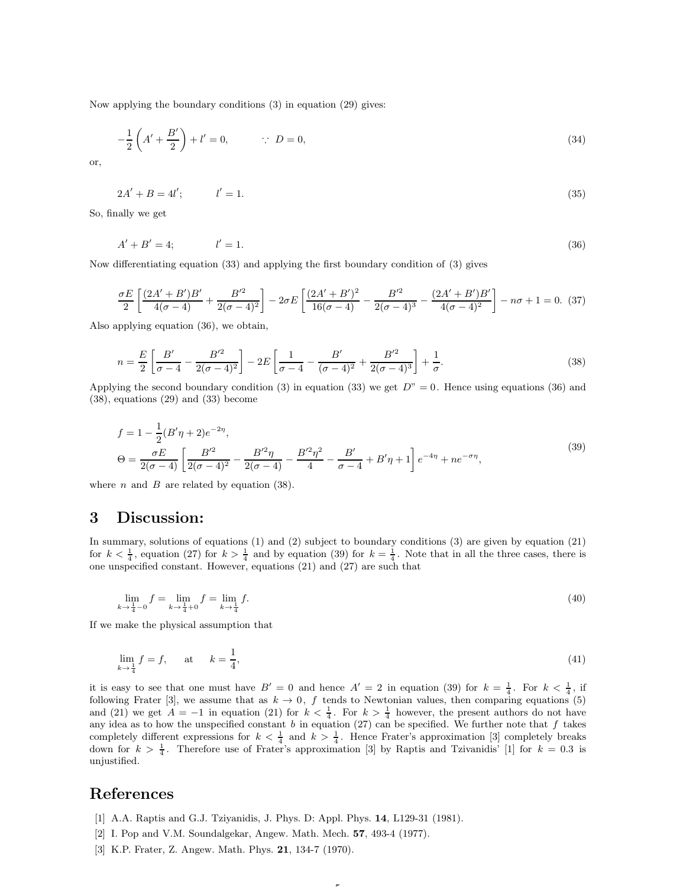Now applying the boundary conditions (3) in equation (29) gives:

$$-\frac{1}{2}\left(A' + \frac{B'}{2}\right) + l' = 0, \qquad \because\ D = 0, \tag{34}$$

or,

$$2A' + B = 4l'; \qquad l' = 1. \tag{35}$$

So, finally we get

$$A' + B' = 4; \qquad l' = 1. \tag{36}$$

Now differentiating equation (33) and applying the first boundary condition of (3) gives

$$\frac{\sigma E}{2}\left[\frac{(2A'+B')B'}{4(\sigma-4)} + \frac{B'^2}{2(\sigma-4)^2}\right] - 2\sigma E\left[\frac{(2A'+B')^2}{16(\sigma-4)} - \frac{B'^2}{2(\sigma-4)^3} - \frac{(2A'+B')B'}{4(\sigma-4)^2}\right] - n\sigma + 1 = 0. \tag{37}$$

Also applying equation (36), we obtain,

$$n = \frac{E}{2}\left[\frac{B'}{\sigma-4} - \frac{B'^2}{2(\sigma-4)^2}\right] - 2E\left[\frac{1}{\sigma-4} - \frac{B'}{(\sigma-4)^2} + \frac{B'^2}{2(\sigma-4)^3}\right] + \frac{1}{\sigma}. \tag{38}$$

Applying the second boundary condition (3) in equation (33) we get $D" = 0$. Hence using equations (36) and (38), equations (29) and (33) become

$$\begin{aligned} f &= 1 - \frac{1}{2}(B'\eta + 2)e^{-2\eta}, \\ \Theta &= \frac{\sigma E}{2(\sigma-4)}\left[\frac{B'^2}{2(\sigma-4)^2} - \frac{B'^2\eta}{2(\sigma-4)} - \frac{B'^2\eta^2}{4} - \frac{B'}{\sigma-4} + B'\eta + 1\right]e^{-4\eta} + ne^{-\sigma\eta}, \end{aligned} \tag{39}$$

where $n$ and $B$ are related by equation (38).

## 3 Discussion:

In summary, solutions of equations (1) and (2) subject to boundary conditions (3) are given by equation (21) for $k < \frac{1}{4}$, equation (27) for $k > \frac{1}{4}$ and by equation (39) for $k = \frac{1}{4}$. Note that in all the three cases, there is one unspecified constant. However, equations (21) and (27) are such that

$$\lim_{k\to\frac{1}{4}-0} f = \lim_{k\to\frac{1}{4}+0} f = \lim_{k\to\frac{1}{4}} f. \tag{40}$$

If we make the physical assumption that

$$\lim_{k\to\frac{1}{4}} f = f, \qquad \text{at} \qquad k = \frac{1}{4}, \tag{41}$$

it is easy to see that one must have $B' = 0$ and hence $A' = 2$ in equation (39) for $k = \frac{1}{4}$. For $k < \frac{1}{4}$, if following Frater [3], we assume that as $k \to 0$, $f$ tends to Newtonian values, then comparing equations (5) and (21) we get $A = -1$ in equation (21) for $k < \frac{1}{4}$. For $k > \frac{1}{4}$ however, the present authors do not have any idea as to how the unspecified constant $b$ in equation (27) can be specified. We further note that $f$ takes completely different expressions for $k < \frac{1}{4}$ and $k > \frac{1}{4}$. Hence Frater's approximation [3] completely breaks down for $k > \frac{1}{4}$. Therefore use of Frater's approximation [3] by Raptis and Tzivanidis' [1] for $k = 0.3$ is unjustified.

# References

[1] A.A. Raptis and G.J. Tziyanidis, J. Phys. D: Appl. Phys. **14**, L129-31 (1981).

[2] I. Pop and V.M. Soundalgekar, Angew. Math. Mech. **57**, 493-4 (1977).

[3] K.P. Frater, Z. Angew. Math. Phys. **21**, 134-7 (1970).